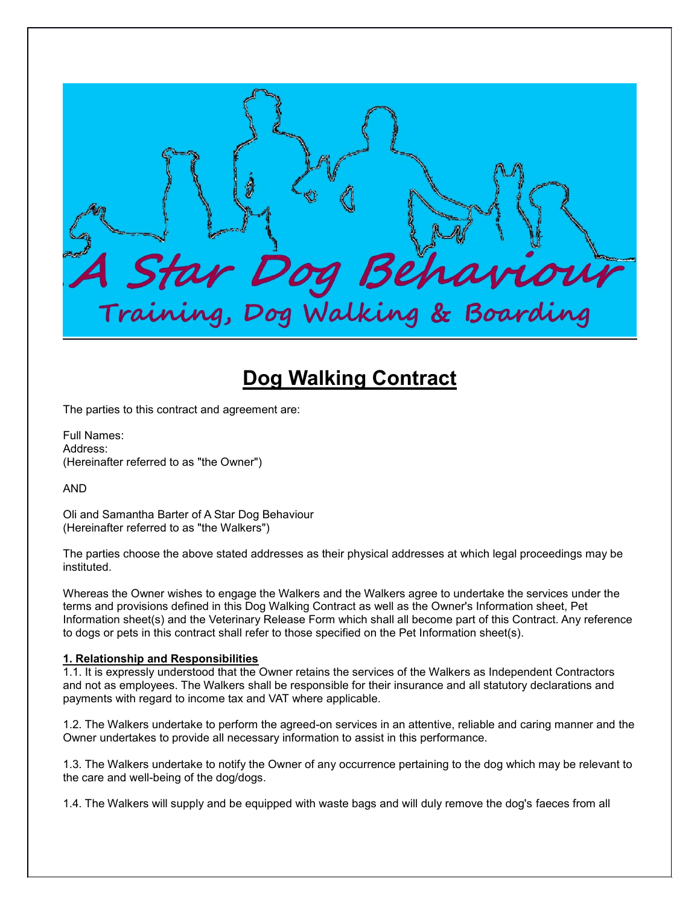A Star Dog Behaviour

Training, Dog Walking & Boarding

# Dog Walking Contract

The parties to this contract and agreement are:

Full Names:
Address:
(Hereinafter referred to as "the Owner")

AND

Oli and Samantha Barter of A Star Dog Behaviour
(Hereinafter referred to as "the Walkers")

The parties choose the above stated addresses as their physical addresses at which legal proceedings may be instituted.

Whereas the Owner wishes to engage the Walkers and the Walkers agree to undertake the services under the terms and provisions defined in this Dog Walking Contract as well as the Owner's Information sheet, Pet Information sheet(s) and the Veterinary Release Form which shall all become part of this Contract. Any reference to dogs or pets in this contract shall refer to those specified on the Pet Information sheet(s).

## 1. Relationship and Responsibilities

1.1. It is expressly understood that the Owner retains the services of the Walkers as Independent Contractors and not as employees. The Walkers shall be responsible for their insurance and all statutory declarations and payments with regard to income tax and VAT where applicable.

1.2. The Walkers undertake to perform the agreed-on services in an attentive, reliable and caring manner and the Owner undertakes to provide all necessary information to assist in this performance.

1.3. The Walkers undertake to notify the Owner of any occurrence pertaining to the dog which may be relevant to the care and well-being of the dog/dogs.

1.4. The Walkers will supply and be equipped with waste bags and will duly remove the dog's faeces from all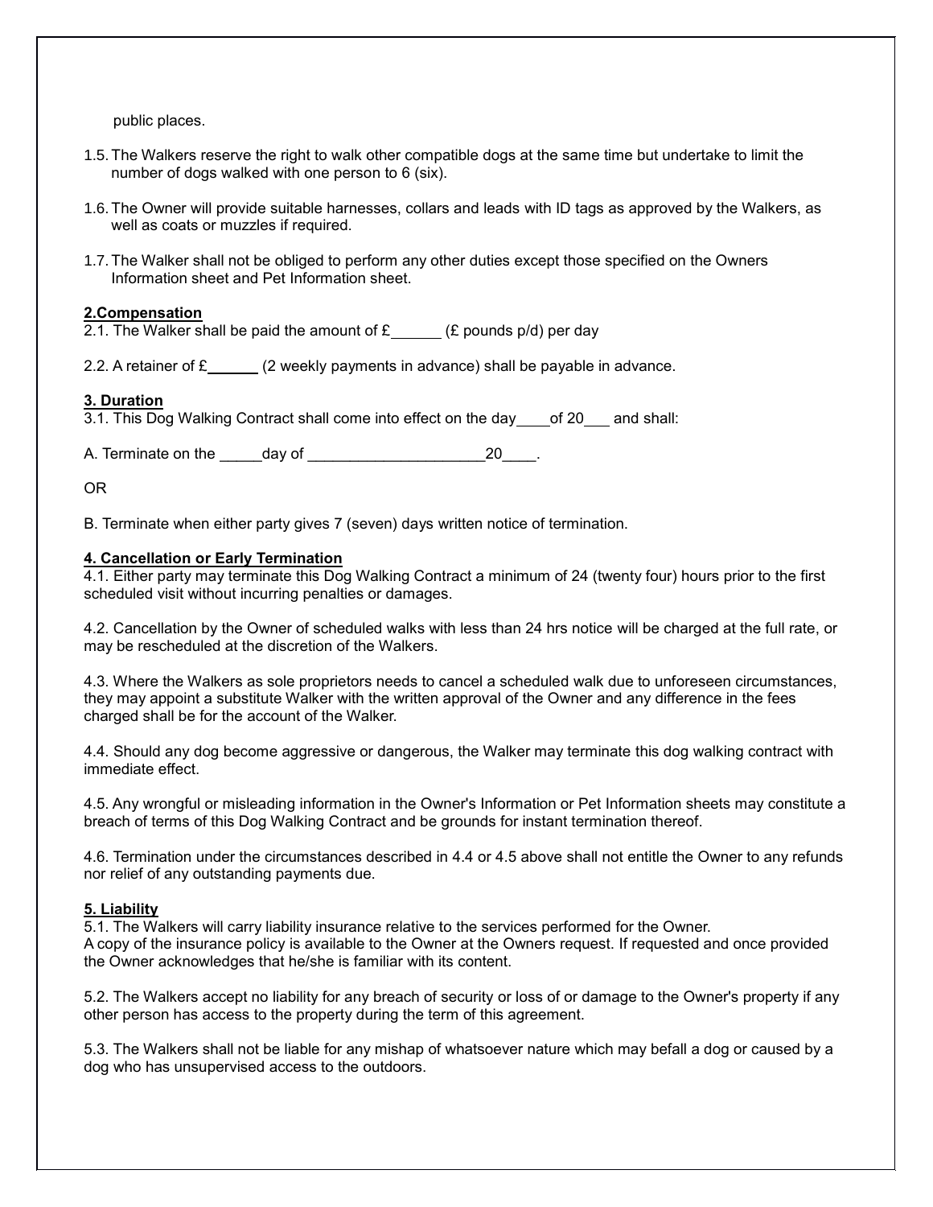public places.

1.5. The Walkers reserve the right to walk other compatible dogs at the same time but undertake to limit the number of dogs walked with one person to 6 (six).

1.6. The Owner will provide suitable harnesses, collars and leads with ID tags as approved by the Walkers, as well as coats or muzzles if required.

1.7. The Walker shall not be obliged to perform any other duties except those specified on the Owners Information sheet and Pet Information sheet.

## 2.Compensation

2.1. The Walker shall be paid the amount of £______ (£ pounds p/d) per day

2.2. A retainer of £______ (2 weekly payments in advance) shall be payable in advance.

## 3. Duration

3.1. This Dog Walking Contract shall come into effect on the day____of 20___ and shall:

A. Terminate on the _____day of _____________________20____.

OR

B. Terminate when either party gives 7 (seven) days written notice of termination.

## 4. Cancellation or Early Termination

4.1. Either party may terminate this Dog Walking Contract a minimum of 24 (twenty four) hours prior to the first scheduled visit without incurring penalties or damages.

4.2. Cancellation by the Owner of scheduled walks with less than 24 hrs notice will be charged at the full rate, or may be rescheduled at the discretion of the Walkers.

4.3. Where the Walkers as sole proprietors needs to cancel a scheduled walk due to unforeseen circumstances, they may appoint a substitute Walker with the written approval of the Owner and any difference in the fees charged shall be for the account of the Walker.

4.4. Should any dog become aggressive or dangerous, the Walker may terminate this dog walking contract with immediate effect.

4.5. Any wrongful or misleading information in the Owner's Information or Pet Information sheets may constitute a breach of terms of this Dog Walking Contract and be grounds for instant termination thereof.

4.6. Termination under the circumstances described in 4.4 or 4.5 above shall not entitle the Owner to any refunds nor relief of any outstanding payments due.

## 5. Liability

5.1. The Walkers will carry liability insurance relative to the services performed for the Owner.
A copy of the insurance policy is available to the Owner at the Owners request. If requested and once provided the Owner acknowledges that he/she is familiar with its content.

5.2. The Walkers accept no liability for any breach of security or loss of or damage to the Owner's property if any other person has access to the property during the term of this agreement.

5.3. The Walkers shall not be liable for any mishap of whatsoever nature which may befall a dog or caused by a dog who has unsupervised access to the outdoors.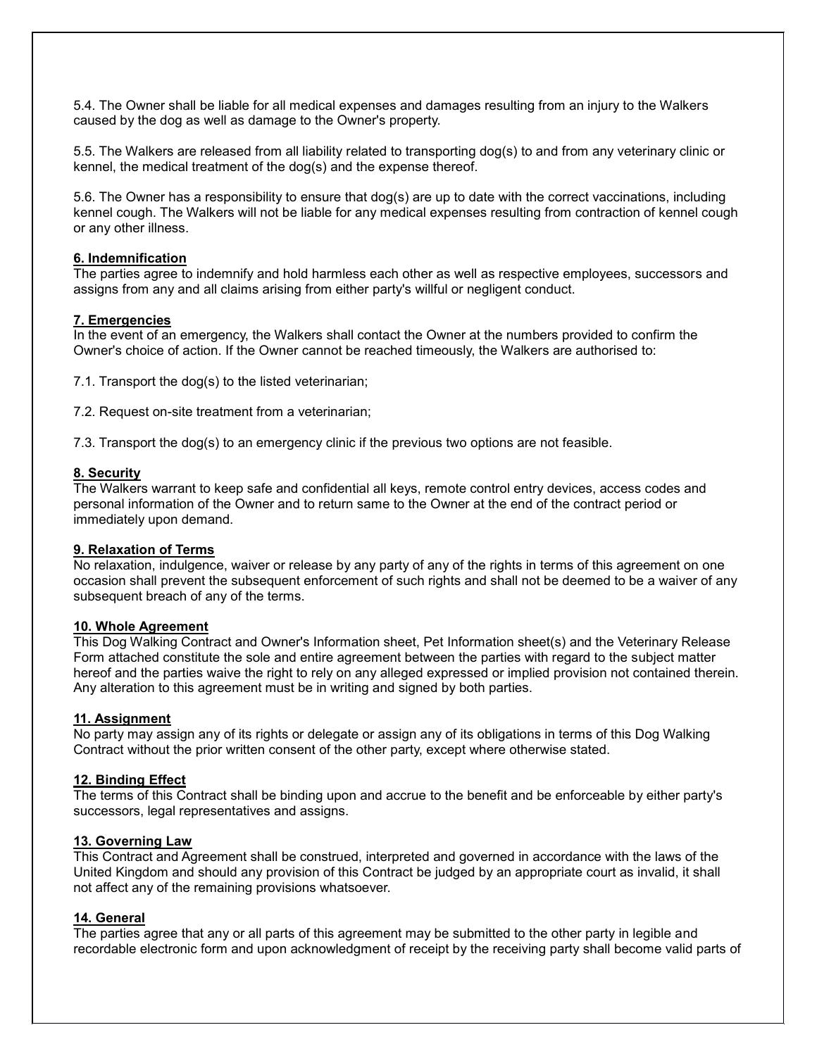5.4. The Owner shall be liable for all medical expenses and damages resulting from an injury to the Walkers caused by the dog as well as damage to the Owner's property.

5.5. The Walkers are released from all liability related to transporting dog(s) to and from any veterinary clinic or kennel, the medical treatment of the dog(s) and the expense thereof.

5.6. The Owner has a responsibility to ensure that dog(s) are up to date with the correct vaccinations, including kennel cough. The Walkers will not be liable for any medical expenses resulting from contraction of kennel cough or any other illness.

**6. Indemnification**

The parties agree to indemnify and hold harmless each other as well as respective employees, successors and assigns from any and all claims arising from either party's willful or negligent conduct.

**7. Emergencies**

In the event of an emergency, the Walkers shall contact the Owner at the numbers provided to confirm the Owner's choice of action. If the Owner cannot be reached timeously, the Walkers are authorised to:

7.1. Transport the dog(s) to the listed veterinarian;

7.2. Request on-site treatment from a veterinarian;

7.3. Transport the dog(s) to an emergency clinic if the previous two options are not feasible.

**8. Security**

The Walkers warrant to keep safe and confidential all keys, remote control entry devices, access codes and personal information of the Owner and to return same to the Owner at the end of the contract period or immediately upon demand.

**9. Relaxation of Terms**

No relaxation, indulgence, waiver or release by any party of any of the rights in terms of this agreement on one occasion shall prevent the subsequent enforcement of such rights and shall not be deemed to be a waiver of any subsequent breach of any of the terms.

**10. Whole Agreement**

This Dog Walking Contract and Owner's Information sheet, Pet Information sheet(s) and the Veterinary Release Form attached constitute the sole and entire agreement between the parties with regard to the subject matter hereof and the parties waive the right to rely on any alleged expressed or implied provision not contained therein. Any alteration to this agreement must be in writing and signed by both parties.

**11. Assignment**

No party may assign any of its rights or delegate or assign any of its obligations in terms of this Dog Walking Contract without the prior written consent of the other party, except where otherwise stated.

**12. Binding Effect**

The terms of this Contract shall be binding upon and accrue to the benefit and be enforceable by either party's successors, legal representatives and assigns.

**13. Governing Law**

This Contract and Agreement shall be construed, interpreted and governed in accordance with the laws of the United Kingdom and should any provision of this Contract be judged by an appropriate court as invalid, it shall not affect any of the remaining provisions whatsoever.

**14. General**

The parties agree that any or all parts of this agreement may be submitted to the other party in legible and recordable electronic form and upon acknowledgment of receipt by the receiving party shall become valid parts of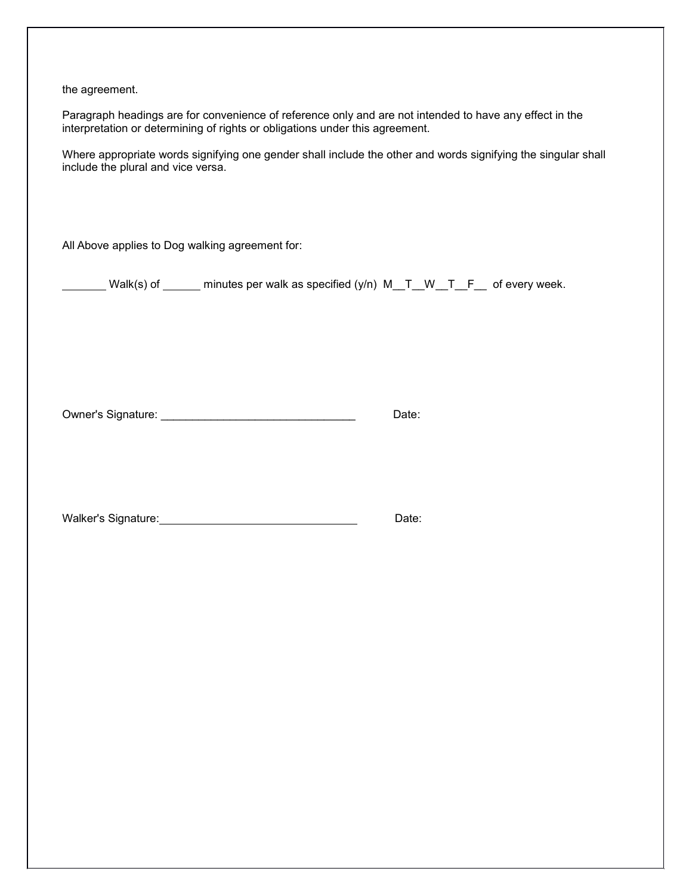the agreement.

Paragraph headings are for convenience of reference only and are not intended to have any effect in the interpretation or determining of rights or obligations under this agreement.

Where appropriate words signifying one gender shall include the other and words signifying the singular shall include the plural and vice versa.

All Above applies to Dog walking agreement for:

_______ Walk(s) of ______ minutes per walk as specified (y/n) M__T__W__T__F__ of every week.

Owner's Signature: _______________________________ Date:

Walker's Signature: _______________________________ Date: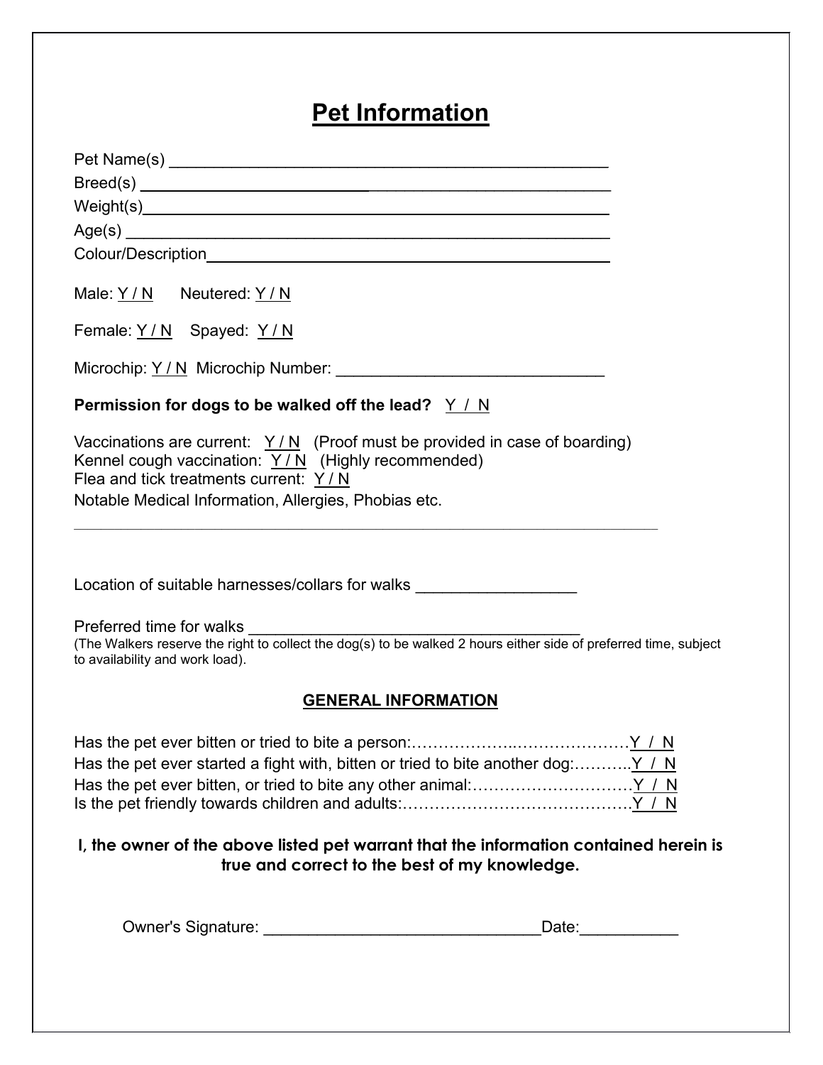# Pet Information

Pet Name(s) ____________________________________________

Breed(s) ____________________________________________

Weight(s)____________________________________________

Age(s) ____________________________________________

Colour/Description____________________________________________

Male: Y / N    Neutered: Y / N

Female: Y / N    Spayed: Y / N

Microchip: Y / N  Microchip Number: ______________________________

**Permission for dogs to be walked off the lead?** Y / N

Vaccinations are current: Y / N (Proof must be provided in case of boarding)
Kennel cough vaccination: Y / N (Highly recommended)
Flea and tick treatments current: Y / N
Notable Medical Information, Allergies, Phobias etc.

____________________________________________________________________

Location of suitable harnesses/collars for walks __________________

Preferred time for walks ____________________________________

(The Walkers reserve the right to collect the dog(s) to be walked 2 hours either side of preferred time, subject to availability and work load).

## GENERAL INFORMATION

Has the pet ever bitten or tried to bite a person:……………………………………Y / N
Has the pet ever started a fight with, bitten or tried to bite another dog:………..Y / N
Has the pet ever bitten, or tried to bite any other animal:…………………………Y / N
Is the pet friendly towards children and adults:……………………………………Y / N

**I, the owner of the above listed pet warrant that the information contained herein is true and correct to the best of my knowledge.**

Owner's Signature: ______________________________Date:___________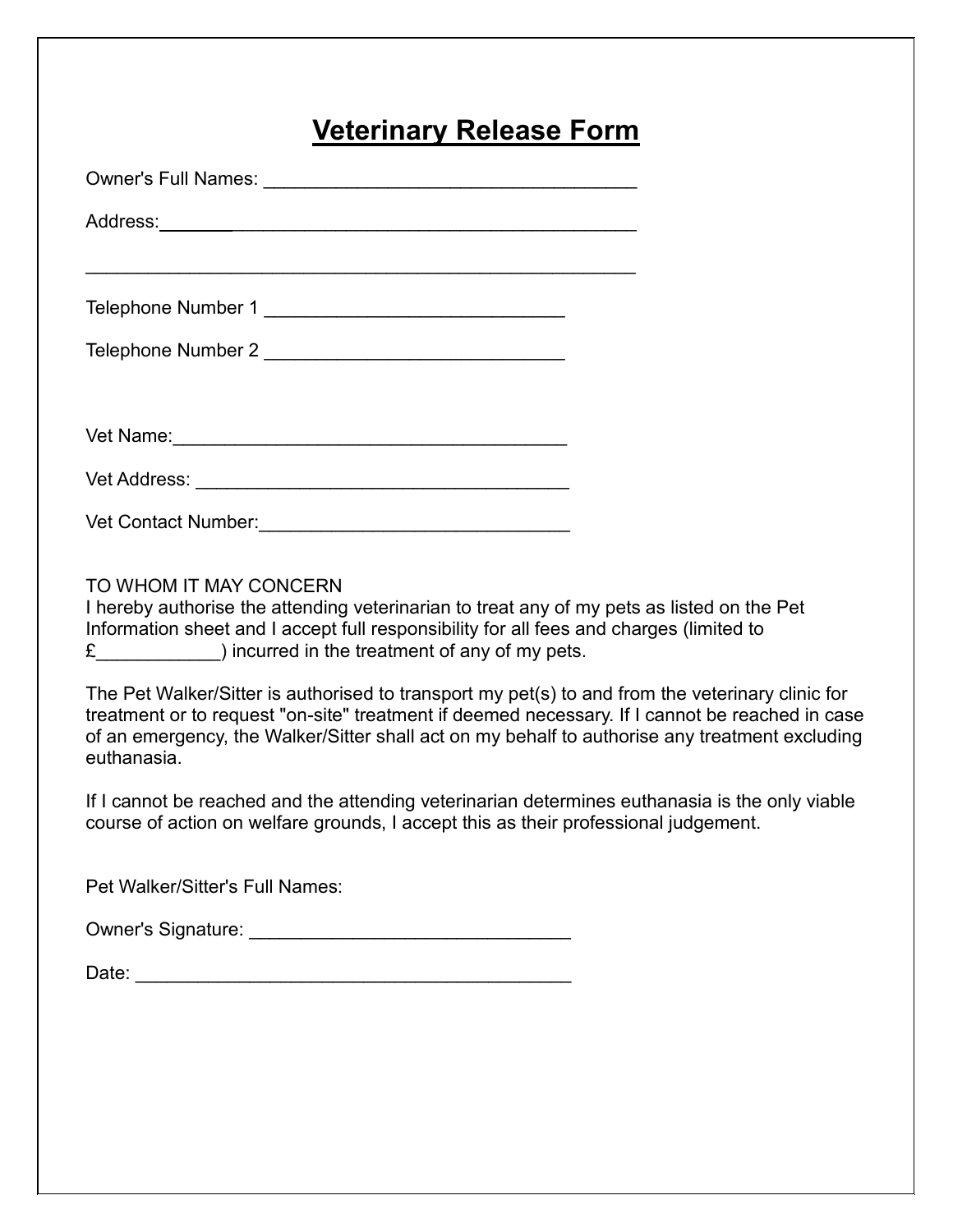# Veterinary Release Form

Owner's Full Names: ____________________________________

Address: ____________________________________________

______________________________________________________

Telephone Number 1 _____________________________

Telephone Number 2 _____________________________

Vet Name: ______________________________________

Vet Address: ____________________________________

Vet Contact Number: ______________________________

TO WHOM IT MAY CONCERN
I hereby authorise the attending veterinarian to treat any of my pets as listed on the Pet Information sheet and I accept full responsibility for all fees and charges (limited to £____________) incurred in the treatment of any of my pets.

The Pet Walker/Sitter is authorised to transport my pet(s) to and from the veterinary clinic for treatment or to request "on-site" treatment if deemed necessary. If I cannot be reached in case of an emergency, the Walker/Sitter shall act on my behalf to authorise any treatment excluding euthanasia.

If I cannot be reached and the attending veterinarian determines euthanasia is the only viable course of action on welfare grounds, I accept this as their professional judgement.

Pet Walker/Sitter's Full Names:

Owner's Signature: _______________________________

Date: ___________________________________________